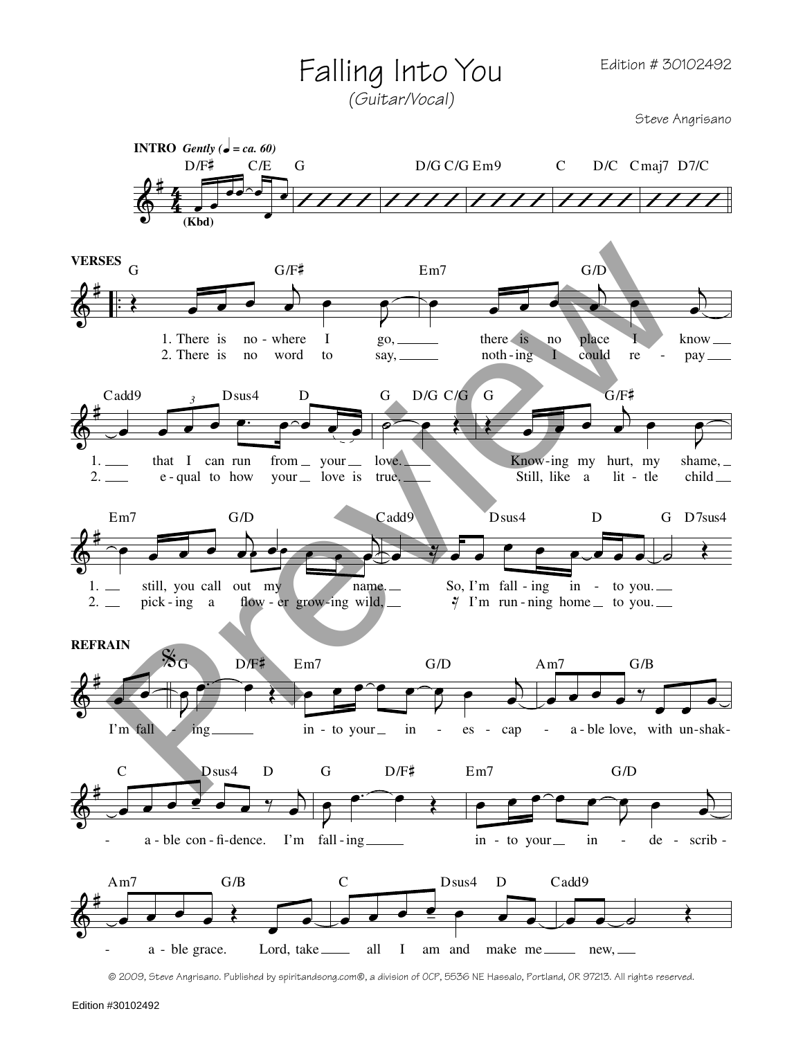# Falling Into You

*(Guitar/Vocal)*

Edition # 30102492

Steve Angrisano

**INTRO** *Gently* (♩ = ca. 60)

D/F♯ C/E G D/G C/G Em9 C D/C Cmaj7 D7/C

(Kbd)

**VERSES**

G G/F♯ Em7 G/D

1. There is no - where I go, there is no place I know
2. There is no word to say, noth - ing I could re - pay

Cadd9 Dsus4 D G D/G C/G G G/F♯

1. that I can run from your love. Know - ing my hurt, my shame,
2. e - qual to how your love is true. Still, like a lit - tle child

Em7 G/D Cadd9 Dsus4 D G D7sus4

1. still, you call out my name. So, I'm fall - ing in - to you.
2. pick - ing a flow - er grow - ing wild, I'm run - ning home to you.

**REFRAIN**

G D/F♯ Em7 G/D Am7 G/B

I'm fall - ing in - to your in - es - cap - a - ble love, with un - shak -

C Dsus4 D G D/F♯ Em7 G/D

- a - ble con - fi - dence. I'm fall - ing in - to your in - de - scrib -

Am7 G/B C Dsus4 D Cadd9

- a - ble grace. Lord, take all I am and make me new,

© 2009, Steve Angrisano. Published by spiritandsong.com®, a division of OCP, 5536 NE Hassalo, Portland, OR 97213. All rights reserved.

Edition #30102492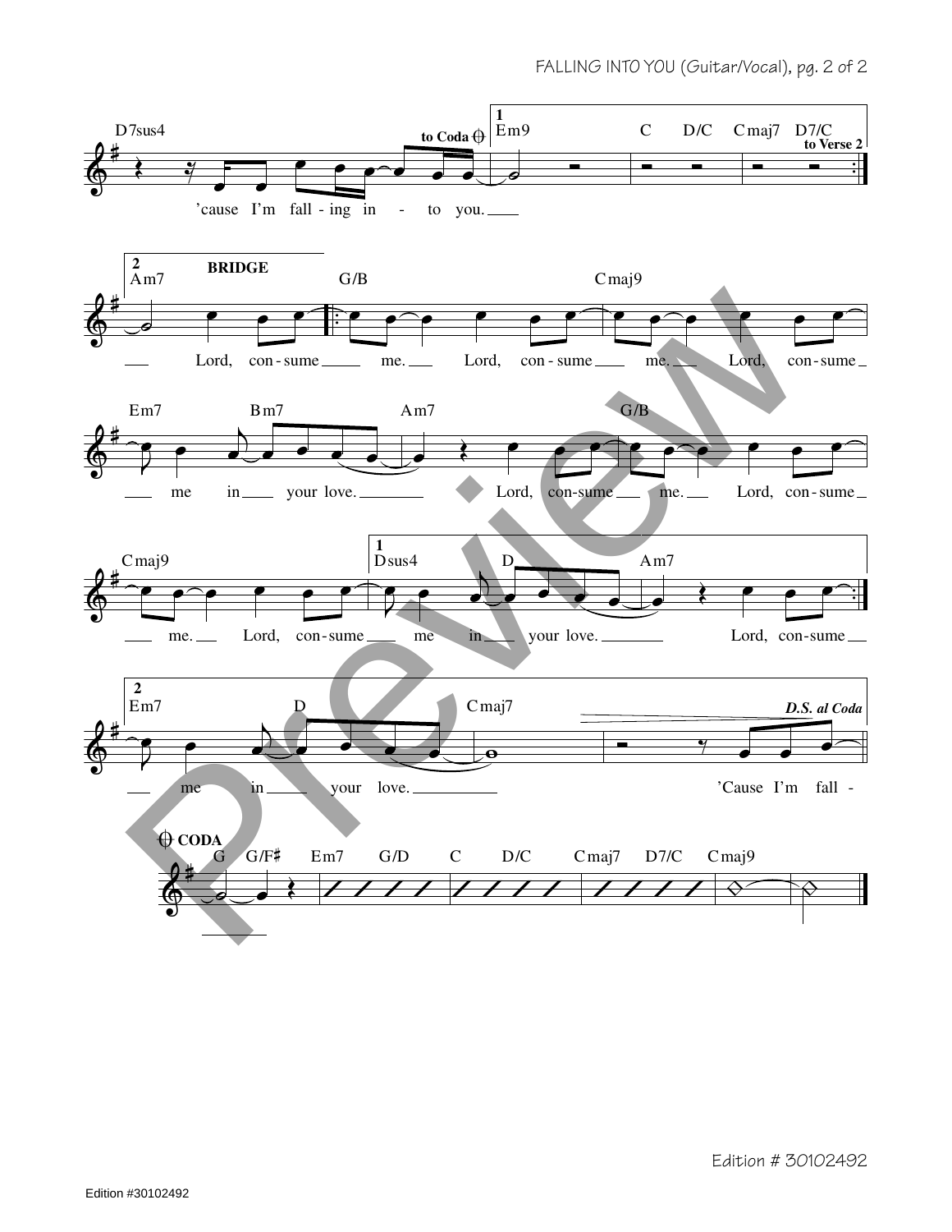D7sus4 — to Coda — 1 Em9 — C — D/C — Cmaj7 — D7/C — to Verse 2

'cause I'm fall - ing in - to you.

2 Am7 — **BRIDGE** — G/B — Cmaj9

Lord, con - sume me. Lord, con - sume me. Lord, con - sume

Em7 — Bm7 — Am7 — G/B

me in your love. Lord, con-sume me. Lord, con - sume

Cmaj9 — 1 Dsus4 — D — Am7

me. Lord, con - sume me in your love. Lord, con - sume

2 Em7 — D — Cmaj7 — *D.S. al Coda*

me in your love. 'Cause I'm fall -

CODA — G — G/F# — Em7 — G/D — C — D/C — Cmaj7 — D7/C — Cmaj9

Edition # 30102492